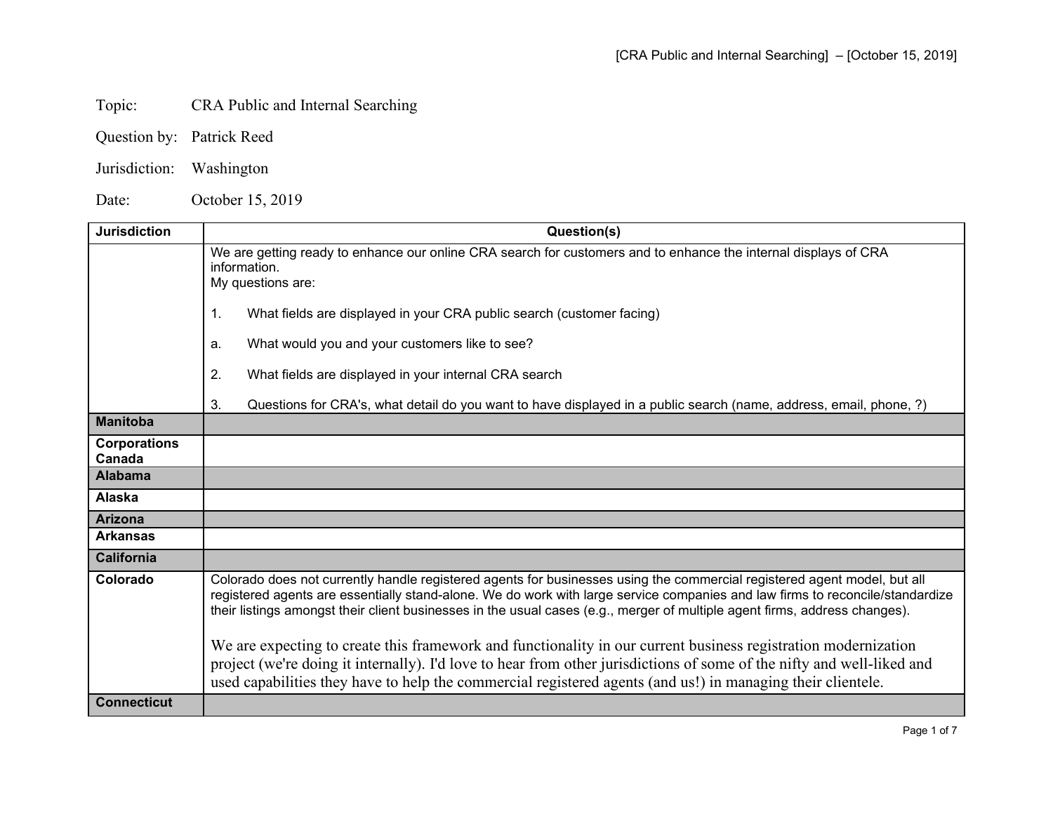Topic: CRA Public and Internal Searching

Question by: Patrick Reed

Jurisdiction: Washington

Date: October 15, 2019

| Jurisdiction | Question(s) |
|---|---|
| | We are getting ready to enhance our online CRA search for customers and to enhance the internal displays of CRA information.<br>My questions are:<br><br>1. What fields are displayed in your CRA public search (customer facing)<br><br>a. What would you and your customers like to see?<br><br>2. What fields are displayed in your internal CRA search<br><br>3. Questions for CRA's, what detail do you want to have displayed in a public search (name, address, email, phone, ?) |
| **Manitoba** | |
| **Corporations Canada** | |
| **Alabama** | |
| **Alaska** | |
| **Arizona** | |
| **Arkansas** | |
| **California** | |
| **Colorado** | Colorado does not currently handle registered agents for businesses using the commercial registered agent model, but all registered agents are essentially stand-alone. We do work with large service companies and law firms to reconcile/standardize their listings amongst their client businesses in the usual cases (e.g., merger of multiple agent firms, address changes).<br><br>We are expecting to create this framework and functionality in our current business registration modernization project (we're doing it internally). I'd love to hear from other jurisdictions of some of the nifty and well-liked and used capabilities they have to help the commercial registered agents (and us!) in managing their clientele. |
| **Connecticut** | |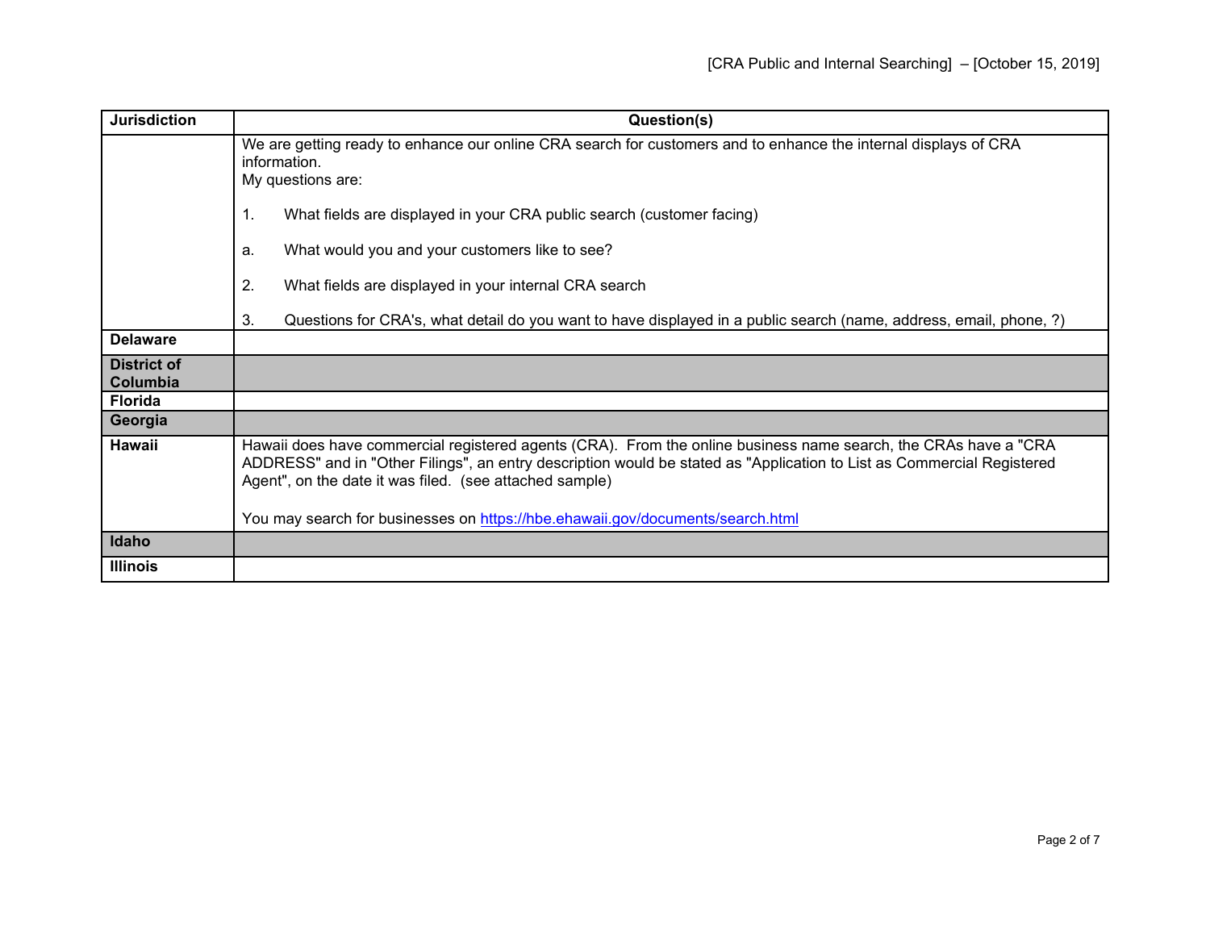| Jurisdiction | Question(s) |
| --- | --- |
| | We are getting ready to enhance our online CRA search for customers and to enhance the internal displays of CRA information.<br>My questions are:<br><br>1. What fields are displayed in your CRA public search (customer facing)<br><br>a. What would you and your customers like to see?<br><br>2. What fields are displayed in your internal CRA search<br><br>3. Questions for CRA's, what detail do you want to have displayed in a public search (name, address, email, phone, ?) |
| **Delaware** | |
| **District of Columbia** | |
| **Florida** | |
| **Georgia** | |
| **Hawaii** | Hawaii does have commercial registered agents (CRA). From the online business name search, the CRAs have a "CRA ADDRESS" and in "Other Filings", an entry description would be stated as "Application to List as Commercial Registered Agent", on the date it was filed. (see attached sample)<br><br>You may search for businesses on https://hbe.ehawaii.gov/documents/search.html |
| **Idaho** | |
| **Illinois** | |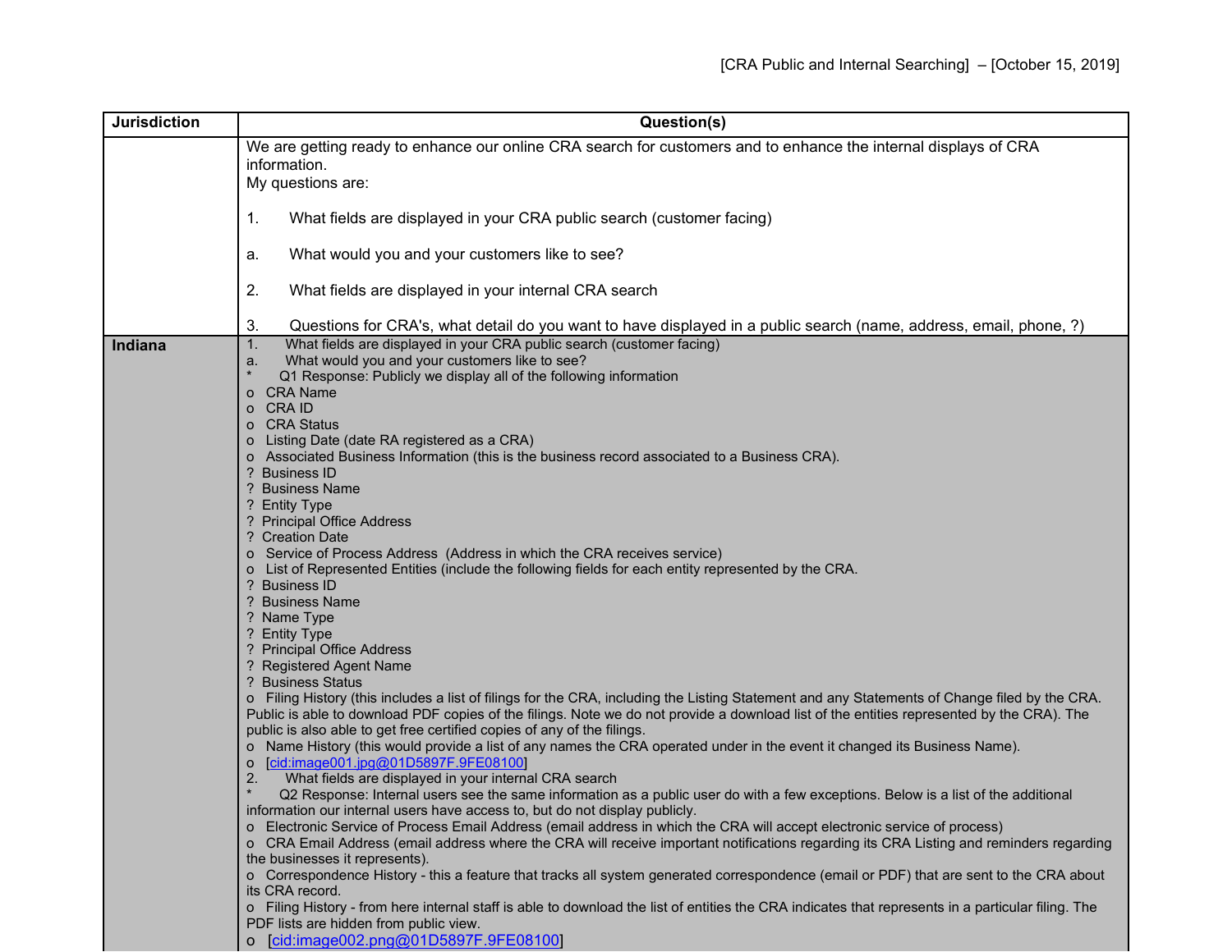| Jurisdiction | Question(s) |
|---|---|
| | We are getting ready to enhance our online CRA search for customers and to enhance the internal displays of CRA information.<br>My questions are:<br><br>1. What fields are displayed in your CRA public search (customer facing)<br><br>a. What would you and your customers like to see?<br><br>2. What fields are displayed in your internal CRA search<br><br>3. Questions for CRA's, what detail do you want to have displayed in a public search (name, address, email, phone, ?) |
| **Indiana** | 1. What fields are displayed in your CRA public search (customer facing)<br>a. What would you and your customers like to see?<br>* Q1 Response: Publicly we display all of the following information<br>o CRA Name<br>o CRA ID<br>o CRA Status<br>o Listing Date (date RA registered as a CRA)<br>o Associated Business Information (this is the business record associated to a Business CRA).<br>? Business ID<br>? Business Name<br>? Entity Type<br>? Principal Office Address<br>? Creation Date<br>o Service of Process Address (Address in which the CRA receives service)<br>o List of Represented Entities (include the following fields for each entity represented by the CRA.<br>? Business ID<br>? Business Name<br>? Name Type<br>? Entity Type<br>? Principal Office Address<br>? Registered Agent Name<br>? Business Status<br>o Filing History (this includes a list of filings for the CRA, including the Listing Statement and any Statements of Change filed by the CRA. Public is able to download PDF copies of the filings. Note we do not provide a download list of the entities represented by the CRA). The public is also able to get free certified copies of any of the filings.<br>o Name History (this would provide a list of any names the CRA operated under in the event it changed its Business Name).<br>o [cid:image001.jpg@01D5897F.9FE08100]<br>2. What fields are displayed in your internal CRA search<br>* Q2 Response: Internal users see the same information as a public user do with a few exceptions. Below is a list of the additional information our internal users have access to, but do not display publicly.<br>o Electronic Service of Process Email Address (email address in which the CRA will accept electronic service of process)<br>o CRA Email Address (email address where the CRA will receive important notifications regarding its CRA Listing and reminders regarding the businesses it represents).<br>o Correspondence History - this a feature that tracks all system generated correspondence (email or PDF) that are sent to the CRA about its CRA record.<br>o Filing History - from here internal staff is able to download the list of entities the CRA indicates that represents in a particular filing. The PDF lists are hidden from public view.<br>o [cid:image002.png@01D5897F.9FE08100] |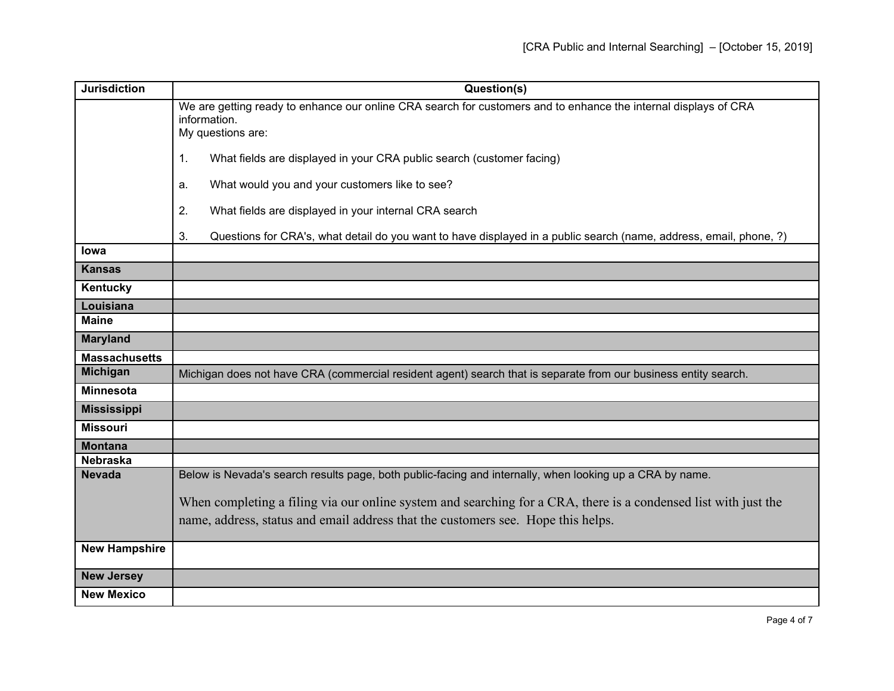| Jurisdiction | Question(s) |
| --- | --- |
| | We are getting ready to enhance our online CRA search for customers and to enhance the internal displays of CRA information.<br>My questions are:<br><br>1. What fields are displayed in your CRA public search (customer facing)<br><br>a. What would you and your customers like to see?<br><br>2. What fields are displayed in your internal CRA search<br><br>3. Questions for CRA's, what detail do you want to have displayed in a public search (name, address, email, phone, ?) |
| **Iowa** | |
| **Kansas** | |
| **Kentucky** | |
| **Louisiana** | |
| **Maine** | |
| **Maryland** | |
| **Massachusetts** | |
| **Michigan** | Michigan does not have CRA (commercial resident agent) search that is separate from our business entity search. |
| **Minnesota** | |
| **Mississippi** | |
| **Missouri** | |
| **Montana** | |
| **Nebraska** | |
| **Nevada** | Below is Nevada's search results page, both public-facing and internally, when looking up a CRA by name.<br><br>When completing a filing via our online system and searching for a CRA, there is a condensed list with just the name, address, status and email address that the customers see. Hope this helps. |
| **New Hampshire** | |
| **New Jersey** | |
| **New Mexico** | |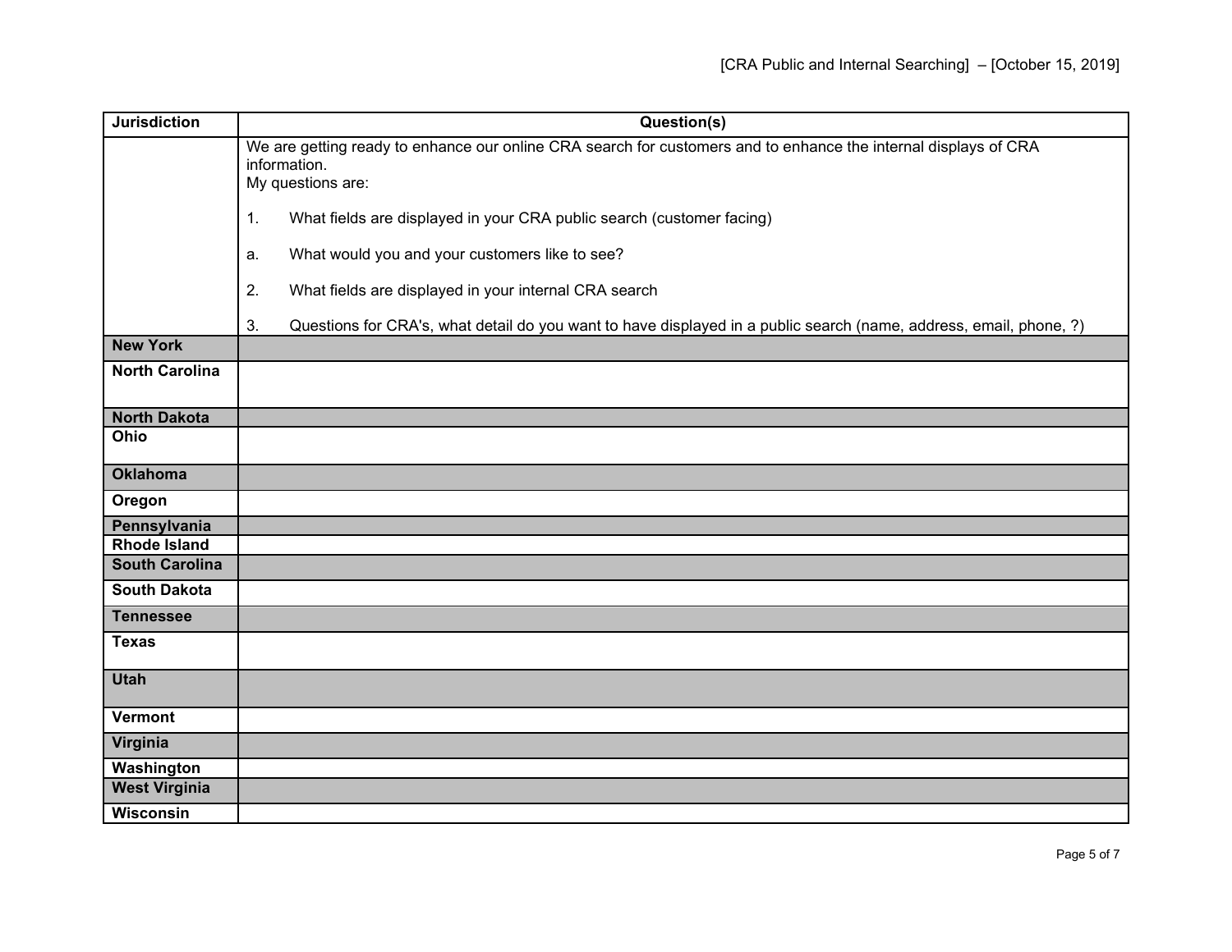| Jurisdiction | Question(s) |
|---|---|
| | We are getting ready to enhance our online CRA search for customers and to enhance the internal displays of CRA information.<br>My questions are:<br><br>1. What fields are displayed in your CRA public search (customer facing)<br><br>a. What would you and your customers like to see?<br><br>2. What fields are displayed in your internal CRA search<br><br>3. Questions for CRA's, what detail do you want to have displayed in a public search (name, address, email, phone, ?) |
| **New York** | |
| **North Carolina** | |
| **North Dakota** | |
| **Ohio** | |
| **Oklahoma** | |
| **Oregon** | |
| **Pennsylvania** | |
| **Rhode Island** | |
| **South Carolina** | |
| **South Dakota** | |
| **Tennessee** | |
| **Texas** | |
| **Utah** | |
| **Vermont** | |
| **Virginia** | |
| **Washington** | |
| **West Virginia** | |
| **Wisconsin** | |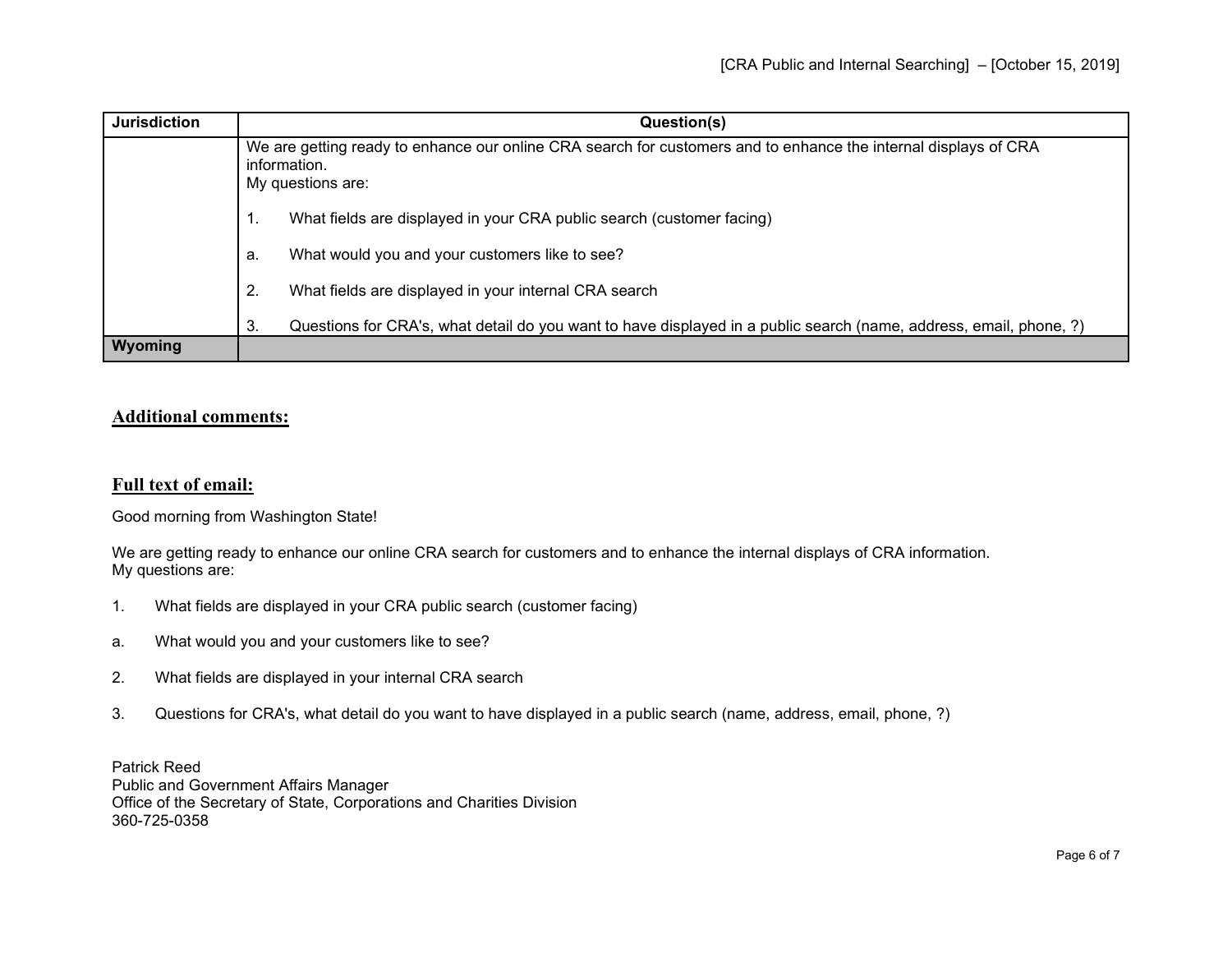| Jurisdiction | Question(s) |
|---|---|
| | We are getting ready to enhance our online CRA search for customers and to enhance the internal displays of CRA information.<br>My questions are:<br><br>1. What fields are displayed in your CRA public search (customer facing)<br><br>a. What would you and your customers like to see?<br><br>2. What fields are displayed in your internal CRA search<br><br>3. Questions for CRA's, what detail do you want to have displayed in a public search (name, address, email, phone, ?) |
| **Wyoming** | |

## Additional comments:

## Full text of email:

Good morning from Washington State!

We are getting ready to enhance our online CRA search for customers and to enhance the internal displays of CRA information.
My questions are:

1. What fields are displayed in your CRA public search (customer facing)

a. What would you and your customers like to see?

2. What fields are displayed in your internal CRA search

3. Questions for CRA's, what detail do you want to have displayed in a public search (name, address, email, phone, ?)

Patrick Reed
Public and Government Affairs Manager
Office of the Secretary of State, Corporations and Charities Division
360-725-0358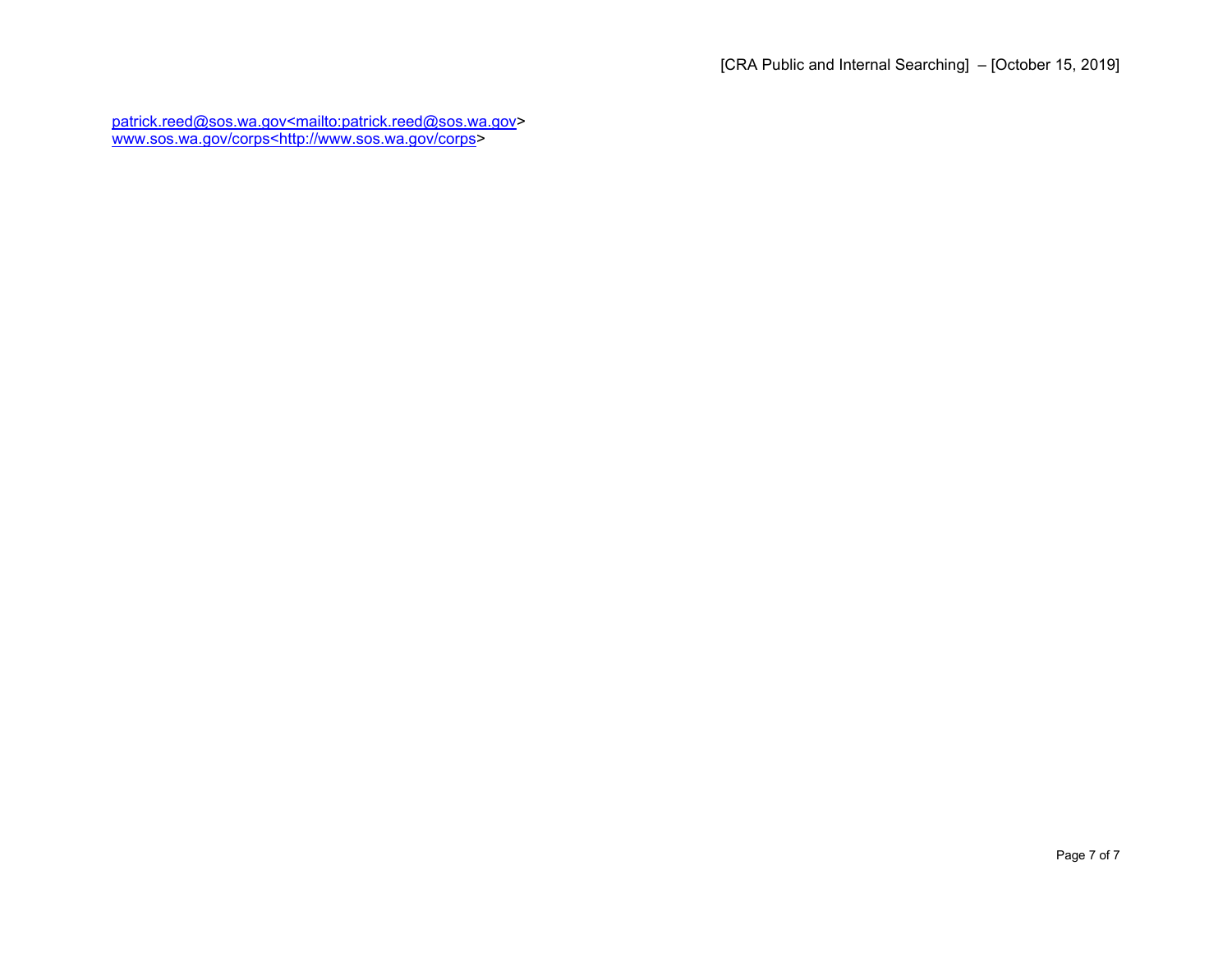patrick.reed@sos.wa.gov<mailto:patrick.reed@sos.wa.gov>
www.sos.wa.gov/corps<http://www.sos.wa.gov/corps>